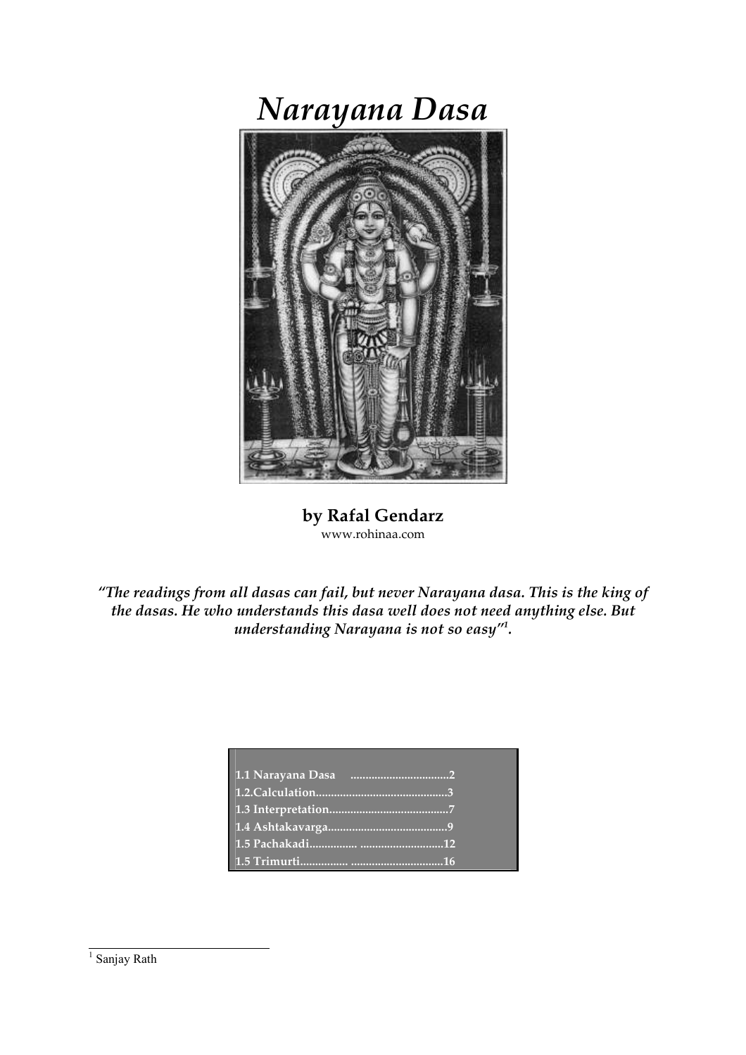# *Narayana Dasa*

**by Rafal Gendarz**
www.rohinaa.com

***"The readings from all dasas can fail, but never Narayana dasa. This is the king of the dasas. He who understands this dasa well does not need anything else. But understanding Narayana is not so easy"[1].***

| | |
|---|---|
| **1.1 Narayana Dasa** | **2** |
| **1.2.Calculation** | **3** |
| **1.3 Interpretation** | **7** |
| **1.4 Ashtakavarga** | **9** |
| **1.5 Pachakadi** | **12** |
| **1.5 Trimurti** | **16** |

[1] Sanjay Rath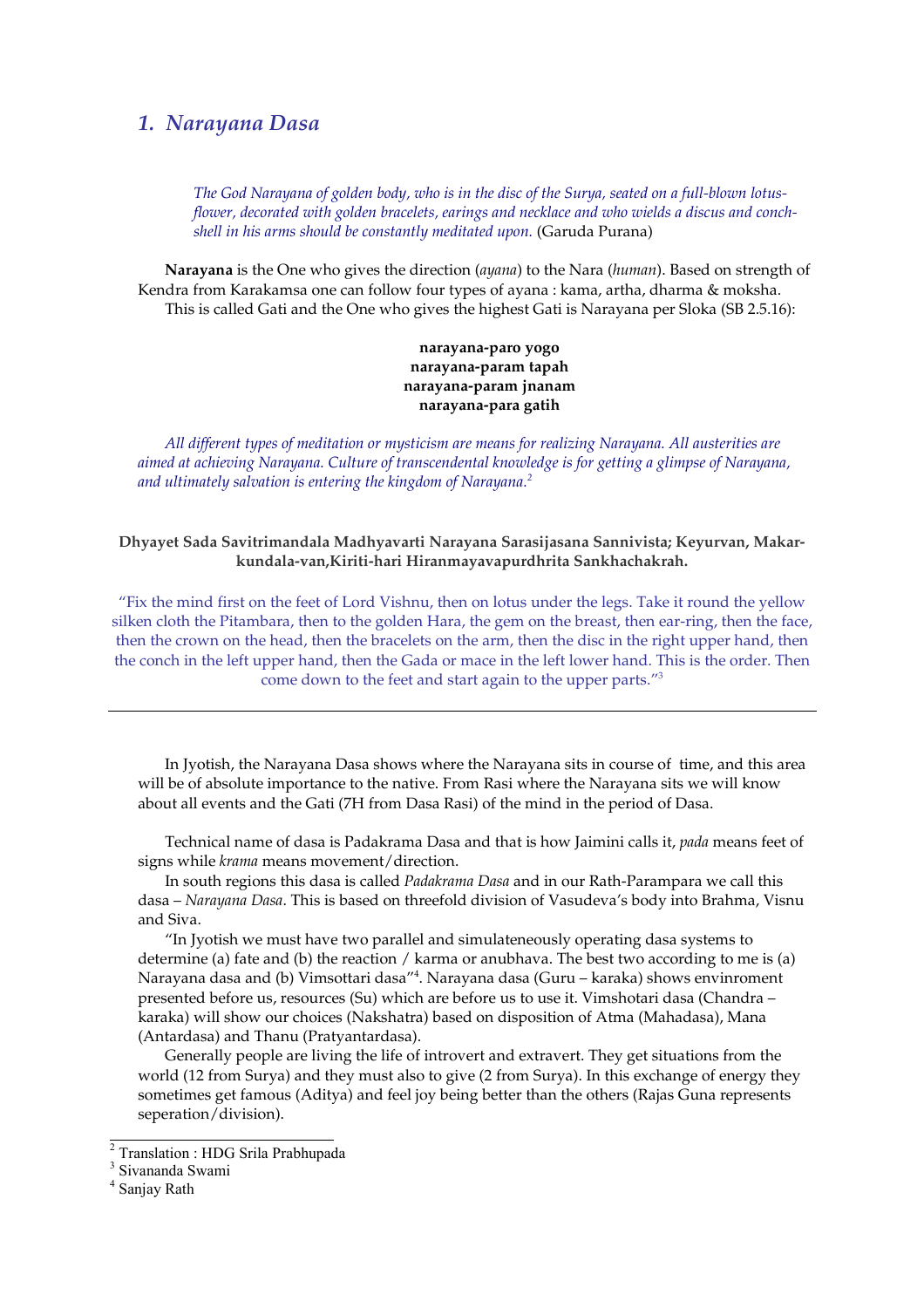## 1. *Narayana Dasa*

> *The God Narayana of golden body, who is in the disc of the Surya, seated on a full-blown lotus-flower, decorated with golden bracelets, earings and necklace and who wields a discus and conch-shell in his arms should be constantly meditated upon.* (Garuda Purana)

**Narayana** is the One who gives the direction (*ayana*) to the Nara (*human*). Based on strength of Kendra from Karakamsa one can follow four types of ayana : kama, artha, dharma & moksha. This is called Gati and the One who gives the highest Gati is Narayana per Sloka (SB 2.5.16):

**narayana-paro yogo**
**narayana-param tapah**
**narayana-param jnanam**
**narayana-para gatih**

*All different types of meditation or mysticism are means for realizing Narayana. All austerities are aimed at achieving Narayana. Culture of transcendental knowledge is for getting a glimpse of Narayana, and ultimately salvation is entering the kingdom of Narayana.*[2]

**Dhyayet Sada Savitrimandala Madhyavarti Narayana Sarasijasana Sannivista; Keyurvan, Makar-kundala-van,Kiriti-hari Hiranmayavapurdhrita Sankhachakrah.**

"Fix the mind first on the feet of Lord Vishnu, then on lotus under the legs. Take it round the yellow silken cloth the Pitambara, then to the golden Hara, the gem on the breast, then ear-ring, then the face, then the crown on the head, then the bracelets on the arm, then the disc in the right upper hand, then the conch in the left upper hand, then the Gada or mace in the left lower hand. This is the order. Then come down to the feet and start again to the upper parts."[3]

---

In Jyotish, the Narayana Dasa shows where the Narayana sits in course of time, and this area will be of absolute importance to the native. From Rasi where the Narayana sits we will know about all events and the Gati (7H from Dasa Rasi) of the mind in the period of Dasa.

Technical name of dasa is Padakrama Dasa and that is how Jaimini calls it, *pada* means feet of signs while *krama* means movement/direction.

In south regions this dasa is called *Padakrama Dasa* and in our Rath-Parampara we call this dasa – *Narayana Dasa*. This is based on threefold division of Vasudeva's body into Brahma, Visnu and Siva.

"In Jyotish we must have two parallel and simulateneously operating dasa systems to determine (a) fate and (b) the reaction / karma or anubhava. The best two according to me is (a) Narayana dasa and (b) Vimsottari dasa"[4]. Narayana dasa (Guru – karaka) shows envinroment presented before us, resources (Su) which are before us to use it. Vimshotari dasa (Chandra – karaka) will show our choices (Nakshatra) based on disposition of Atma (Mahadasa), Mana (Antardasa) and Thanu (Pratyantardasa).

Generally people are living the life of introvert and extravert. They get situations from the world (12 from Surya) and they must also to give (2 from Surya). In this exchange of energy they sometimes get famous (Aditya) and feel joy being better than the others (Rajas Guna represents seperation/division).

---

[2] Translation : HDG Srila Prabhupada
[3] Sivananda Swami
[4] Sanjay Rath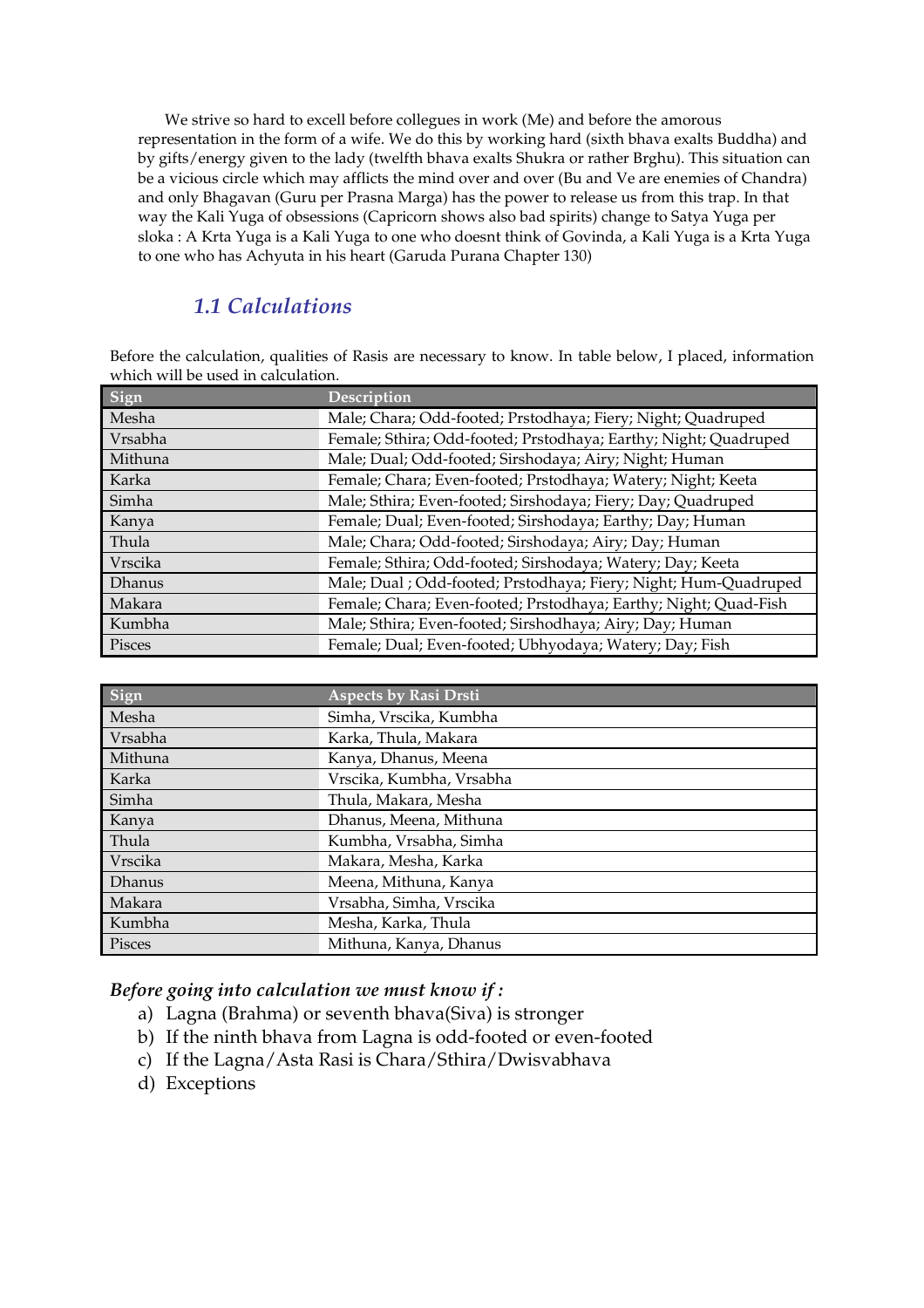We strive so hard to excell before collegues in work (Me) and before the amorous representation in the form of a wife. We do this by working hard (sixth bhava exalts Buddha) and by gifts/energy given to the lady (twelfth bhava exalts Shukra or rather Brghu). This situation can be a vicious circle which may afflicts the mind over and over (Bu and Ve are enemies of Chandra) and only Bhagavan (Guru per Prasna Marga) has the power to release us from this trap. In that way the Kali Yuga of obsessions (Capricorn shows also bad spirits) change to Satya Yuga per sloka : A Krta Yuga is a Kali Yuga to one who doesnt think of Govinda, a Kali Yuga is a Krta Yuga to one who has Achyuta in his heart (Garuda Purana Chapter 130)

## *1.1 Calculations*

Before the calculation, qualities of Rasis are necessary to know. In table below, I placed, information which will be used in calculation.

| Sign | Description |
|---|---|
| Mesha | Male; Chara; Odd-footed; Prstodhaya; Fiery; Night; Quadruped |
| Vrsabha | Female; Sthira; Odd-footed; Prstodhaya; Earthy; Night; Quadruped |
| Mithuna | Male; Dual; Odd-footed; Sirshodaya; Airy; Night; Human |
| Karka | Female; Chara; Even-footed; Prstodhaya; Watery; Night; Keeta |
| Simha | Male; Sthira; Even-footed; Sirshodaya; Fiery; Day; Quadruped |
| Kanya | Female; Dual; Even-footed; Sirshodaya; Earthy; Day; Human |
| Thula | Male; Chara; Odd-footed; Sirshodaya; Airy; Day; Human |
| Vrscika | Female; Sthira; Odd-footed; Sirshodaya; Watery; Day; Keeta |
| Dhanus | Male; Dual ; Odd-footed; Prstodhaya; Fiery; Night; Hum-Quadruped |
| Makara | Female; Chara; Even-footed; Prstodhaya; Earthy; Night; Quad-Fish |
| Kumbha | Male; Sthira; Even-footed; Sirshodhaya; Airy; Day; Human |
| Pisces | Female; Dual; Even-footed; Ubhyodaya; Watery; Day; Fish |

| Sign | Aspects by Rasi Drsti |
|---|---|
| Mesha | Simha, Vrscika, Kumbha |
| Vrsabha | Karka, Thula, Makara |
| Mithuna | Kanya, Dhanus, Meena |
| Karka | Vrscika, Kumbha, Vrsabha |
| Simha | Thula, Makara, Mesha |
| Kanya | Dhanus, Meena, Mithuna |
| Thula | Kumbha, Vrsabha, Simha |
| Vrscika | Makara, Mesha, Karka |
| Dhanus | Meena, Mithuna, Kanya |
| Makara | Vrsabha, Simha, Vrscika |
| Kumbha | Mesha, Karka, Thula |
| Pisces | Mithuna, Kanya, Dhanus |

***Before going into calculation we must know if :***

a) Lagna (Brahma) or seventh bhava(Siva) is stronger
b) If the ninth bhava from Lagna is odd-footed or even-footed
c) If the Lagna/Asta Rasi is Chara/Sthira/Dwisvabhava
d) Exceptions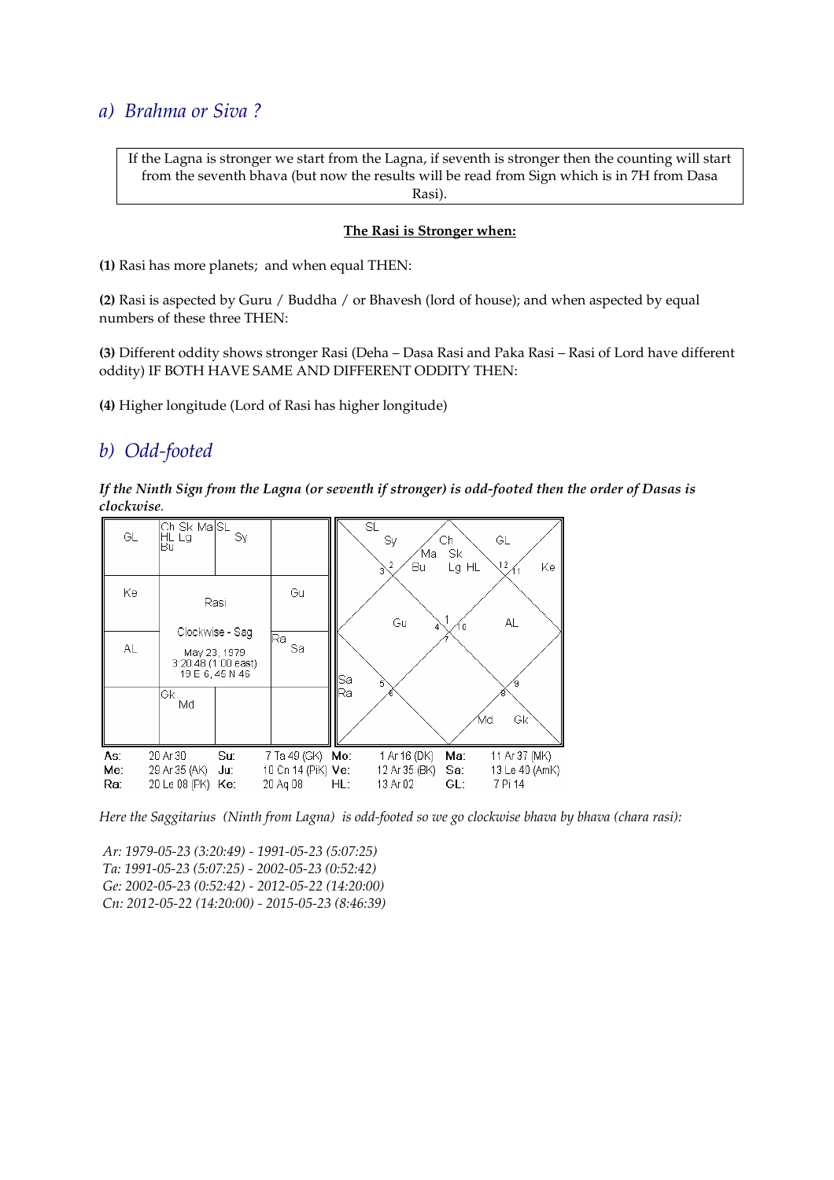## a) Brahma or Siva ?

If the Lagna is stronger we start from the Lagna, if seventh is stronger then the counting will start from the seventh bhava (but now the results will be read from Sign which is in 7H from Dasa Rasi).

**The Rasi is Stronger when:**

**(1)** Rasi has more planets; and when equal THEN:

**(2)** Rasi is aspected by Guru / Buddha / or Bhavesh (lord of house); and when aspected by equal numbers of these three THEN:

**(3)** Different oddity shows stronger Rasi (Deha – Dasa Rasi and Paka Rasi – Rasi of Lord have different oddity) IF BOTH HAVE SAME AND DIFFERENT ODDITY THEN:

**(4)** Higher longitude (Lord of Rasi has higher longitude)

## b) Odd-footed

***If the Ninth Sign from the Lagna (or seventh if stronger) is odd-footed then the order of Dasas is clockwise.***

| GL | Ch Sk Ma HL Lg Bu | SL Sy | |
|---|---|---|---|
| Ke | Rasi | | Gu |
| AL | Clockwise - Sag May 23, 1979 3:20:48 (1:00 east) 19 E 6, 45 N 46 | | Ra Sa |
| | Gk Md | | |

| | | | | | | | |
|---|---|---|---|---|---|---|---|
| As: | 20 Ar 30 | Su: | 7 Ta 49 (GK) | Mo: | 1 Ar 16 (DK) | Ma: | 11 Ar 37 (MK) |
| Me: | 29 Ar 35 (AK) | Ju: | 10 Cn 14 (PiK) | Ve: | 12 Ar 35 (BK) | Sa: | 13 Le 40 (AmK) |
| Ra: | 20 Le 08 (PK) | Ke: | 20 Aq 08 | HL: | 13 Ar 02 | GL: | 7 Pi 14 |

*Here the Saggitarius (Ninth from Lagna) is odd-footed so we go clockwise bhava by bhava (chara rasi):*

*Ar: 1979-05-23 (3:20:49) - 1991-05-23 (5:07:25)*
*Ta: 1991-05-23 (5:07:25) - 2002-05-23 (0:52:42)*
*Ge: 2002-05-23 (0:52:42) - 2012-05-22 (14:20:00)*
*Cn: 2012-05-22 (14:20:00) - 2015-05-23 (8:46:39)*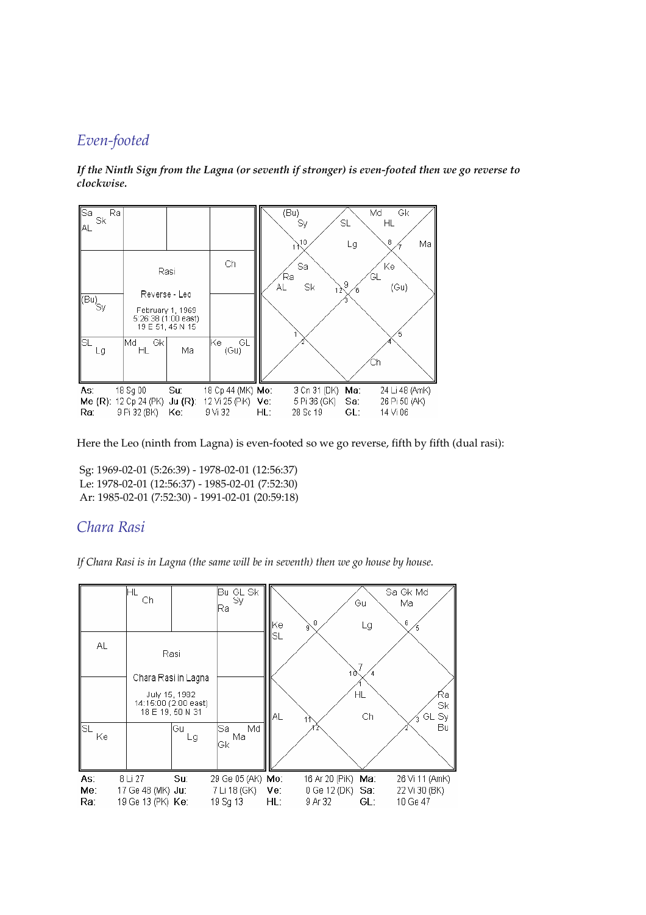## *Even-footed*

***If the Ninth Sign from the Lagna (or seventh if stronger) is even-footed then we go reverse to clockwise.***

Rasi

Reverse - Leo

February 1, 1969
5:26:38 (1:00 east)
19 E 51, 45 N 15

| As: | 18 Sg 00 | Su: | 18 Cp 44 (MK) | Mo: | 3 Cn 31 (DK) | Ma: | 24 Li 48 (AmK) |
|---|---|---|---|---|---|---|---|
| Me (R): | 12 Cp 24 (PK) | Ju (R): | 12 Vi 25 (PiK) | Ve: | 5 Pi 38 (GK) | Sa: | 26 Pi 50 (AK) |
| Ra: | 9 Pi 32 (BK) | Ke: | 9 Vi 32 | HL: | 28 Sc 19 | GL: | 14 Vi 06 |

Here the Leo (ninth from Lagna) is even-footed so we go reverse, fifth by fifth (dual rasi):

Sg: 1969-02-01 (5:26:39) - 1978-02-01 (12:56:37)
Le: 1978-02-01 (12:56:37) - 1985-02-01 (7:52:30)
Ar: 1985-02-01 (7:52:30) - 1991-02-01 (20:59:18)

## *Chara Rasi*

*If Chara Rasi is in Lagna (the same will be in seventh) then we go house by house.*

Rasi

Chara Rasi in Lagna

July 15, 1982
14:15:00 (2:00 east)
18 E 19, 50 N 31

| As: | 8 Li 27 | Su: | 29 Ge 05 (AK) | Mo: | 16 Ar 20 (PiK) | Ma: | 26 Vi 11 (AmK) |
|---|---|---|---|---|---|---|---|
| Me: | 17 Ge 48 (MK) | Ju: | 7 Li 18 (GK) | Ve: | 0 Ge 12 (DK) | Sa: | 22 Vi 30 (BK) |
| Ra: | 19 Ge 13 (PK) | Ke: | 19 Sg 13 | HL: | 9 Ar 32 | GL: | 10 Ge 47 |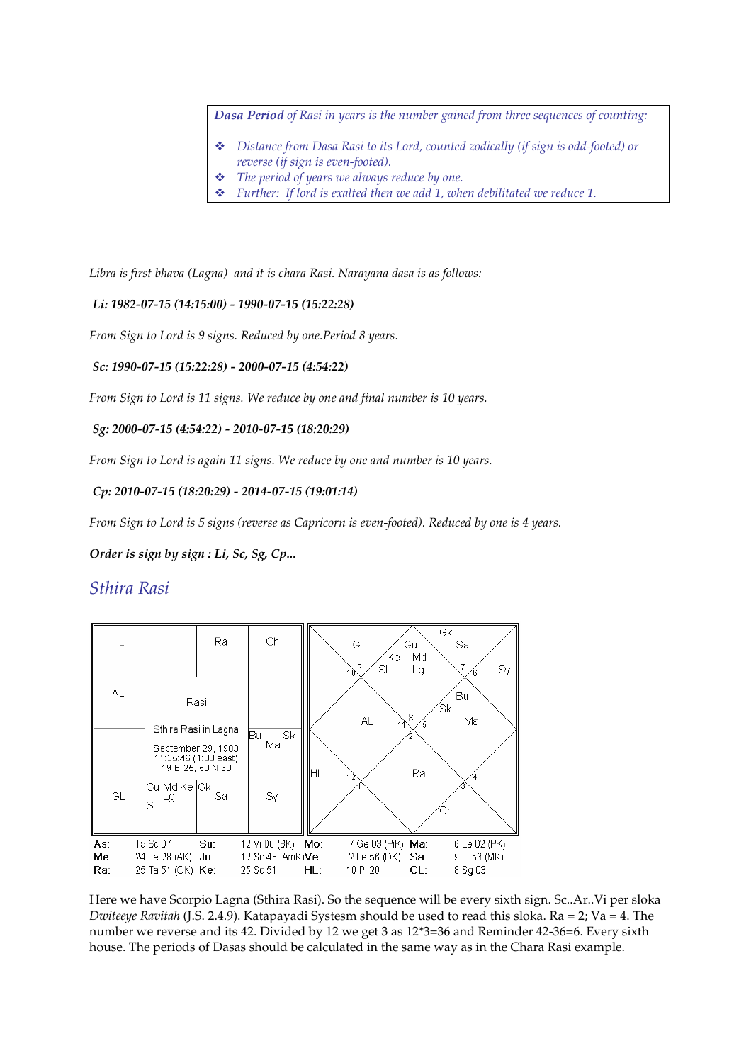> *Dasa Period* of Rasi in years is the number gained from three sequences of counting:
>
> - *Distance from Dasa Rasi to its Lord, counted zodically (if sign is odd-footed) or reverse (if sign is even-footed).*
> - *The period of years we always reduce by one.*
> - *Further: If lord is exalted then we add 1, when debilitated we reduce 1.*

*Libra is first bhava (Lagna) and it is chara Rasi. Narayana dasa is as follows:*

***Li: 1982-07-15 (14:15:00) - 1990-07-15 (15:22:28)***

*From Sign to Lord is 9 signs. Reduced by one.Period 8 years.*

***Sc: 1990-07-15 (15:22:28) - 2000-07-15 (4:54:22)***

*From Sign to Lord is 11 signs. We reduce by one and final number is 10 years.*

***Sg: 2000-07-15 (4:54:22) - 2010-07-15 (18:20:29)***

*From Sign to Lord is again 11 signs. We reduce by one and number is 10 years.*

***Cp: 2010-07-15 (18:20:29) - 2014-07-15 (19:01:14)***

*From Sign to Lord is 5 signs (reverse as Capricorn is even-footed). Reduced by one is 4 years.*

***Order is sign by sign : Li, Sc, Sg, Cp...***

## Sthira Rasi

| HL | | Ra | Ch |
|---|---|---|---|
| AL | Rasi | | |
| | Sthira Rasi in Lagna<br>September 29, 1983<br>11:35:46 (1:00 east)<br>19 E 25, 50 N 30 | | Bu Sk Ma |
| GL | Gu Md Ke Lg SL | Gk Sa | Sy |

| As: | 15 Sc 07 | Su: | 12 Vi 06 (BK) | Mo: | 7 Ge 03 (PiK) | Ma: | 6 Le 02 (PK) |
|---|---|---|---|---|---|---|---|
| Me: | 24 Le 28 (AK) | Ju: | 12 Sc 48 (AmK) | Ve: | 2 Le 56 (DK) | Sa: | 9 Li 53 (MK) |
| Ra: | 25 Ta 51 (GK) | Ke: | 25 Sc 51 | HL: | 10 Pi 20 | GL: | 8 Sg 03 |

Here we have Scorpio Lagna (Sthira Rasi). So the sequence will be every sixth sign. Sc..Ar..Vi per sloka *Dwiteeye Ravitah* (J.S. 2.4.9). Katapayadi Systesm should be used to read this sloka. Ra = 2; Va = 4. The number we reverse and its 42. Divided by 12 we get 3 as 12*3=36 and Reminder 42-36=6. Every sixth house. The periods of Dasas should be calculated in the same way as in the Chara Rasi example.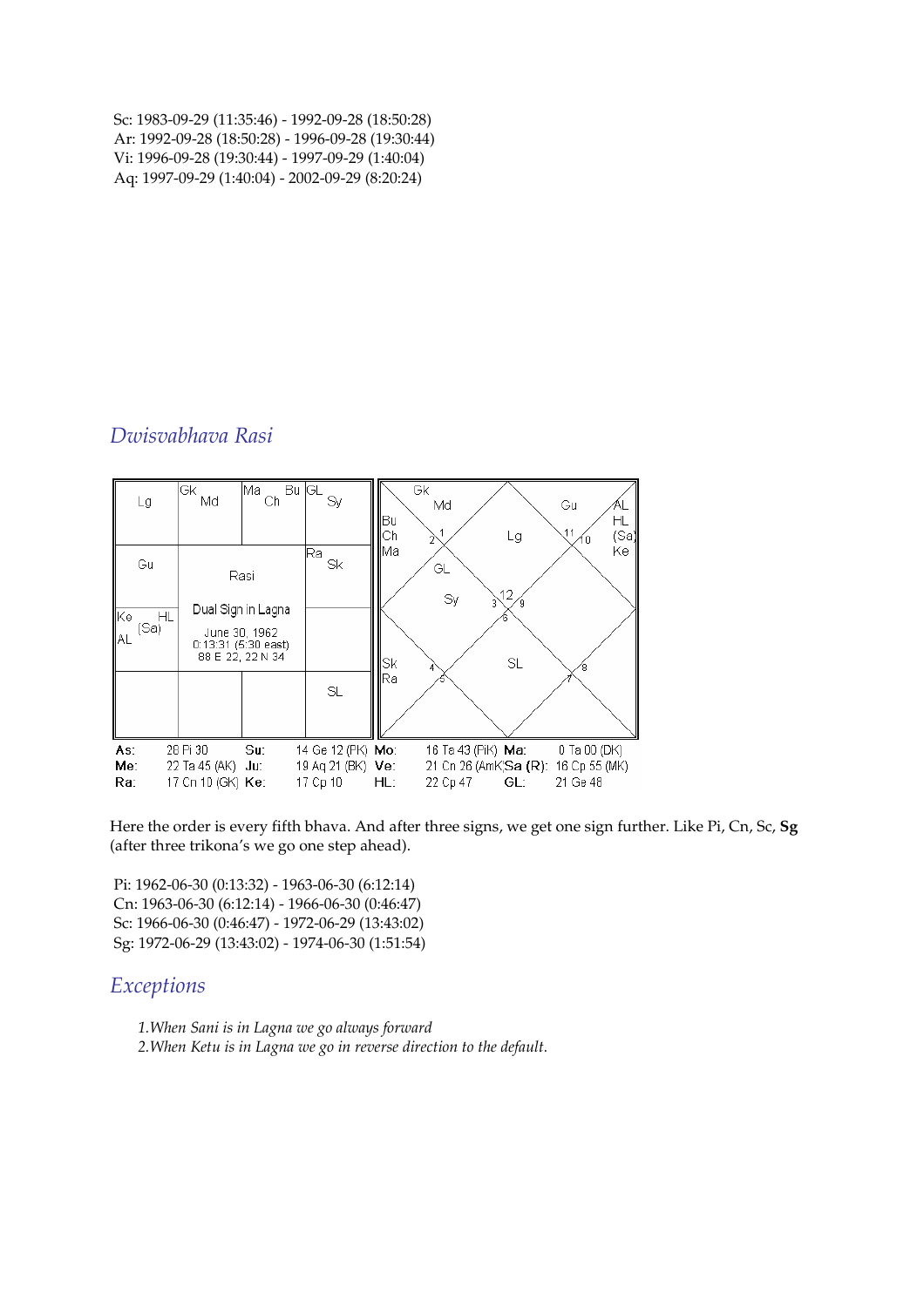Sc: 1983-09-29 (11:35:46) - 1992-09-28 (18:50:28)
Ar: 1992-09-28 (18:50:28) - 1996-09-28 (19:30:44)
Vi: 1996-09-28 (19:30:44) - 1997-09-29 (1:40:04)
Aq: 1997-09-29 (1:40:04) - 2002-09-29 (8:20:24)

## *Dwisvabhava Rasi*

| Lg | Gk Md | Ma Ch Bu | GL Sy |
|---|---|---|---|
| Gu | Rasi | | Ra Sk |
| Ke HL (Sa) AL | Dual Sign in Lagna<br>June 30, 1962<br>0:13:31 (5:30 east)<br>88 E 22, 22 N 34 | | |
| | | | SL |

| | | | | | | | |
|---|---|---|---|---|---|---|---|
| As: | 28 Pi 30 | Su: | 14 Ge 12 (PK) | Mo: | 16 Ta 43 (PiK) | Ma: | 0 Ta 00 (DK) |
| Me: | 22 Ta 45 (AK) | Ju: | 19 Aq 21 (BK) | Ve: | 21 Cn 26 (AmK) | Sa (R): | 16 Cp 55 (MK) |
| Ra: | 17 Cn 10 (GK) | Ke: | 17 Cp 10 | HL: | 22 Cp 47 | GL: | 21 Ge 48 |

Here the order is every fifth bhava. And after three signs, we get one sign further. Like Pi, Cn, Sc, **Sg** (after three trikona's we go one step ahead).

Pi: 1962-06-30 (0:13:32) - 1963-06-30 (6:12:14)
Cn: 1963-06-30 (6:12:14) - 1966-06-30 (0:46:47)
Sc: 1966-06-30 (0:46:47) - 1972-06-29 (13:43:02)
Sg: 1972-06-29 (13:43:02) - 1974-06-30 (1:51:54)

## *Exceptions*

1. *When Sani is in Lagna we go always forward*
2. *When Ketu is in Lagna we go in reverse direction to the default.*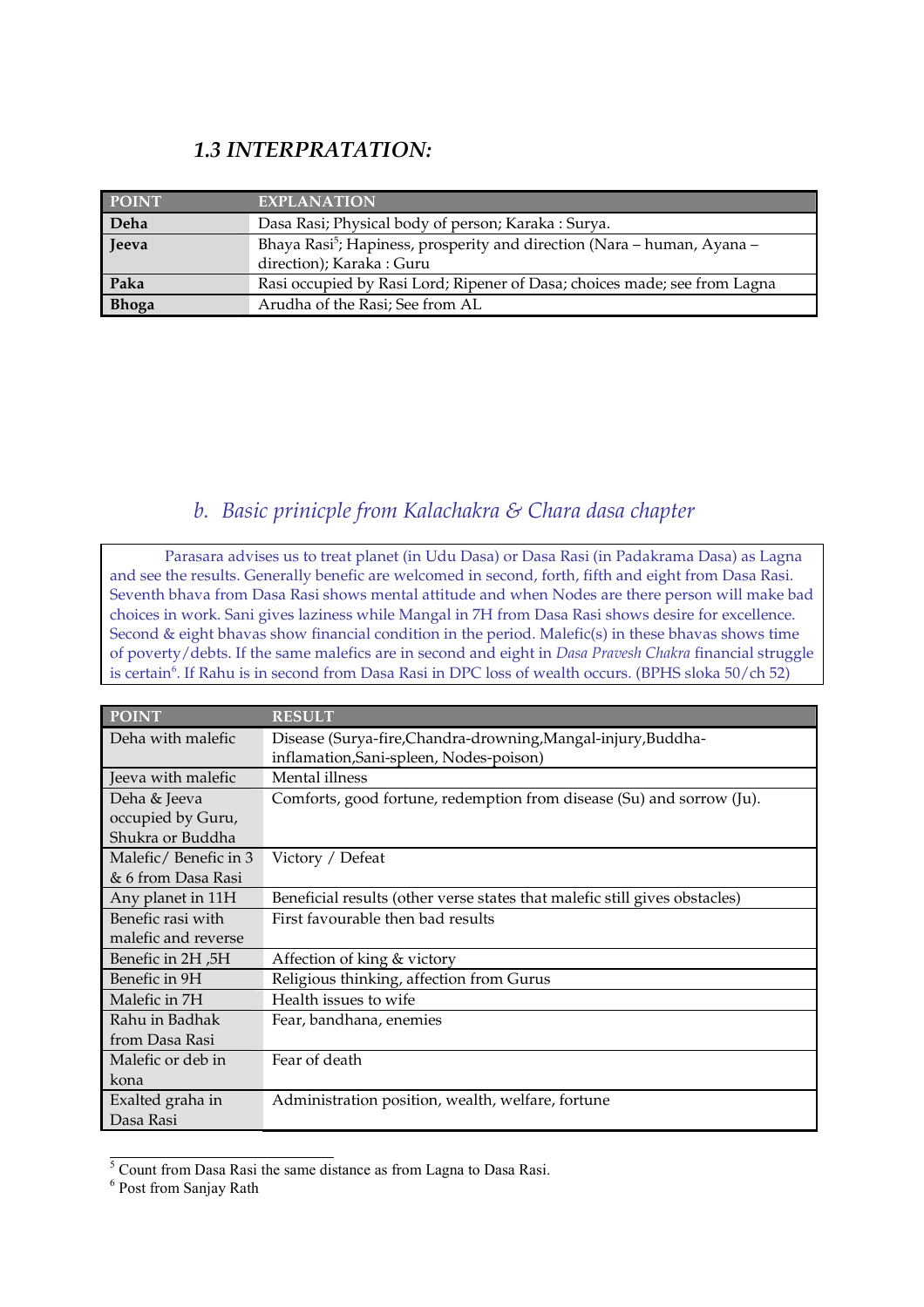### *1.3 INTERPRATATION:*

| POINT | EXPLANATION |
|---|---|
| **Deha** | Dasa Rasi; Physical body of person; Karaka : Surya. |
| **Jeeva** | Bhaya Rasi[5]; Hapiness, prosperity and direction (Nara – human, Ayana – direction); Karaka : Guru |
| **Paka** | Rasi occupied by Rasi Lord; Ripener of Dasa; choices made; see from Lagna |
| **Bhoga** | Arudha of the Rasi; See from AL |

## *b. Basic prinicple from Kalachakra & Chara dasa chapter*

Parasara advises us to treat planet (in Udu Dasa) or Dasa Rasi (in Padakrama Dasa) as Lagna and see the results. Generally benefic are welcomed in second, forth, fifth and eight from Dasa Rasi. Seventh bhava from Dasa Rasi shows mental attitude and when Nodes are there person will make bad choices in work. Sani gives laziness while Mangal in 7H from Dasa Rasi shows desire for excellence. Second & eight bhavas show financial condition in the period. Malefic(s) in these bhavas shows time of poverty/debts. If the same malefics are in second and eight in *Dasa Pravesh Chakra* financial struggle is certain[6]. If Rahu is in second from Dasa Rasi in DPC loss of wealth occurs. (BPHS sloka 50/ch 52)

| POINT | RESULT |
|---|---|
| Deha with malefic | Disease (Surya-fire,Chandra-drowning,Mangal-injury,Buddha-inflamation,Sani-spleen, Nodes-poison) |
| Jeeva with malefic | Mental illness |
| Deha & Jeeva occupied by Guru, Shukra or Buddha | Comforts, good fortune, redemption from disease (Su) and sorrow (Ju). |
| Malefic/ Benefic in 3 & 6 from Dasa Rasi | Victory / Defeat |
| Any planet in 11H | Beneficial results (other verse states that malefic still gives obstacles) |
| Benefic rasi with malefic and reverse | First favourable then bad results |
| Benefic in 2H ,5H | Affection of king & victory |
| Benefic in 9H | Religious thinking, affection from Gurus |
| Malefic in 7H | Health issues to wife |
| Rahu in Badhak from Dasa Rasi | Fear, bandhana, enemies |
| Malefic or deb in kona | Fear of death |
| Exalted graha in Dasa Rasi | Administration position, wealth, welfare, fortune |

[5] Count from Dasa Rasi the same distance as from Lagna to Dasa Rasi.

[6] Post from Sanjay Rath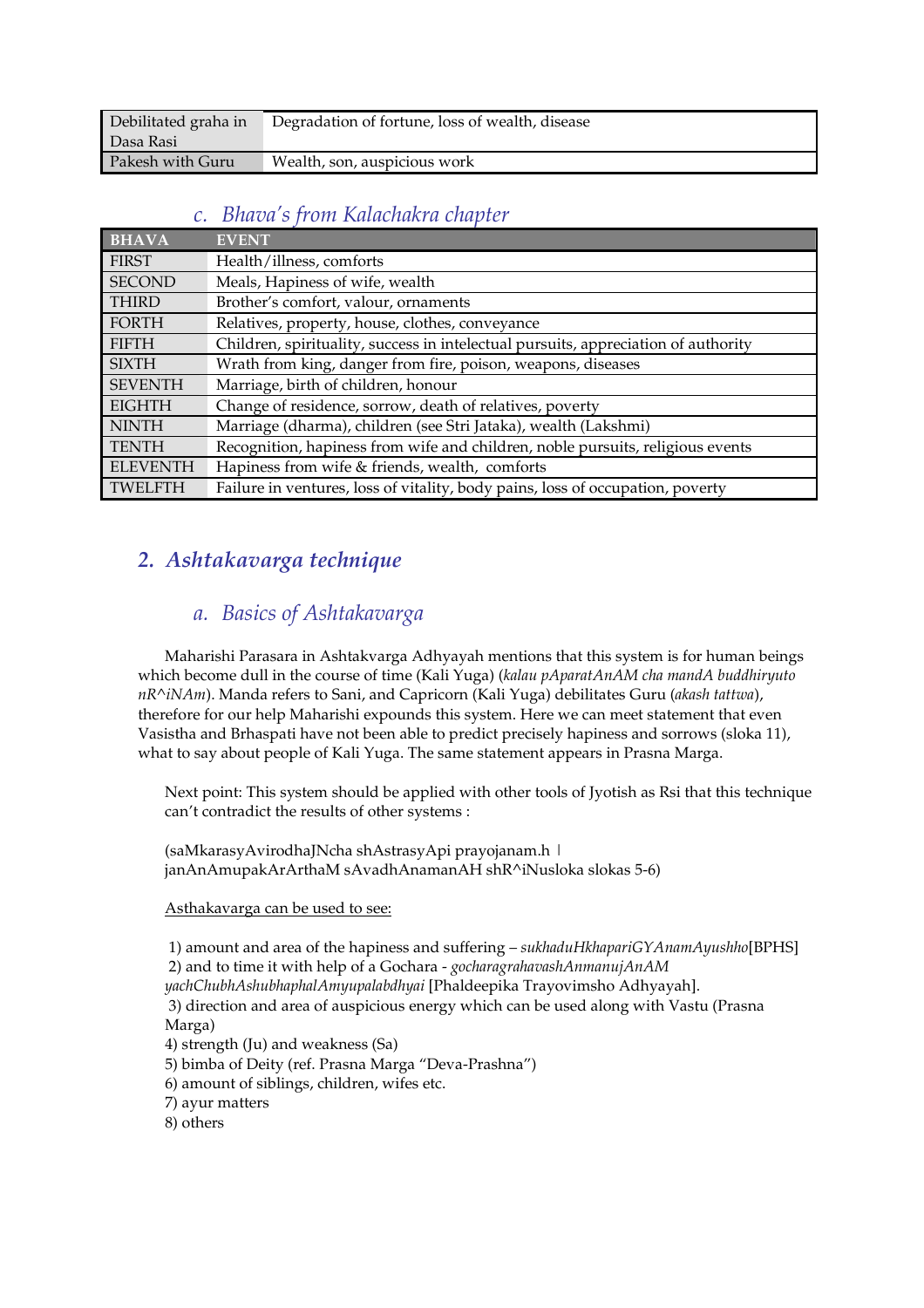| Debilitated graha in Dasa Rasi | Degradation of fortune, loss of wealth, disease |
|---|---|
| Pakesh with Guru | Wealth, son, auspicious work |

### c. *Bhava's from Kalachakra chapter*

| BHAVA | EVENT |
|---|---|
| FIRST | Health/illness, comforts |
| SECOND | Meals, Hapiness of wife, wealth |
| THIRD | Brother's comfort, valour, ornaments |
| FORTH | Relatives, property, house, clothes, conveyance |
| FIFTH | Children, spirituality, success in intelectual pursuits, appreciation of authority |
| SIXTH | Wrath from king, danger from fire, poison, weapons, diseases |
| SEVENTH | Marriage, birth of children, honour |
| EIGHTH | Change of residence, sorrow, death of relatives, poverty |
| NINTH | Marriage (dharma), children (see Stri Jataka), wealth (Lakshmi) |
| TENTH | Recognition, hapiness from wife and children, noble pursuits, religious events |
| ELEVENTH | Hapiness from wife & friends, wealth, comforts |
| TWELFTH | Failure in ventures, loss of vitality, body pains, loss of occupation, poverty |

## 2. *Ashtakavarga technique*

### a. *Basics of Ashtakavarga*

Maharishi Parasara in Ashtakvarga Adhyayah mentions that this system is for human beings which become dull in the course of time (Kali Yuga) (*kalau pAparatAnAM cha mandA buddhiryuto nR^iNAm*). Manda refers to Sani, and Capricorn (Kali Yuga) debilitates Guru (*akash tattwa*), therefore for our help Maharishi expounds this system. Here we can meet statement that even Vasistha and Brhaspati have not been able to predict precisely hapiness and sorrows (sloka 11), what to say about people of Kali Yuga. The same statement appears in Prasna Marga.

Next point: This system should be applied with other tools of Jyotish as Rsi that this technique can't contradict the results of other systems :

(saMkarasyAvirodhaJNcha shAstrasyApi prayojanam.h ।
janAnAmupakArArthaM sAvadhAnamanAH shR^iNusloka slokas 5-6)

<u>Asthakavarga can be used to see:</u>

1) amount and area of the hapiness and suffering – *sukhaduHkhapariGYAnamAyushho*[BPHS]
2) and to time it with help of a Gochara - *gocharagrahavashAnmanujAnAM yachChubhAshubhaphalAmyupalabdhyai* [Phaldeepika Trayovimsho Adhyayah].
3) direction and area of auspicious energy which can be used along with Vastu (Prasna Marga)
4) strength (Ju) and weakness (Sa)
5) bimba of Deity (ref. Prasna Marga "Deva-Prashna")
6) amount of siblings, children, wifes etc.
7) ayur matters
8) others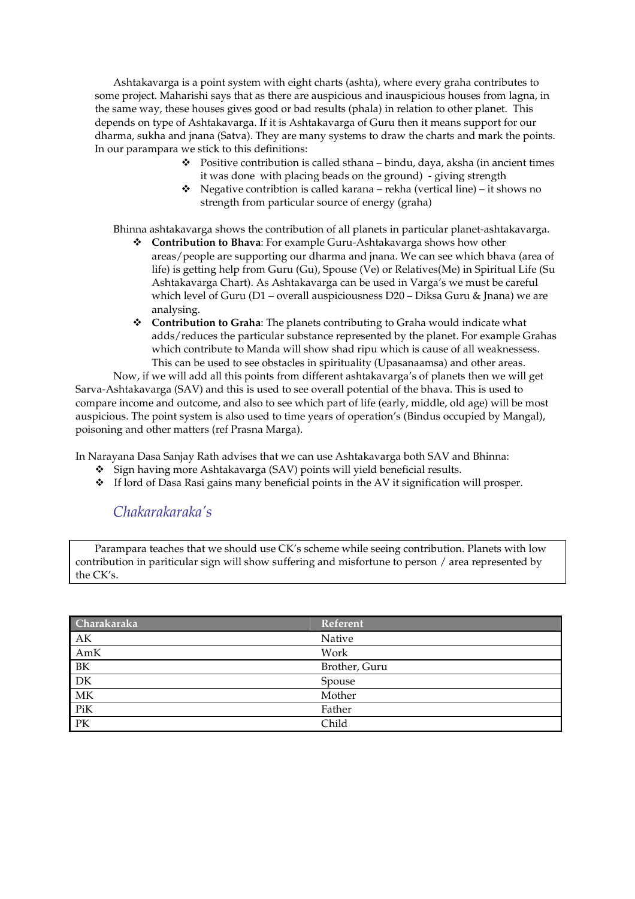Ashtakavarga is a point system with eight charts (ashta), where every graha contributes to some project. Maharishi says that as there are auspicious and inauspicious houses from lagna, in the same way, these houses gives good or bad results (phala) in relation to other planet. This depends on type of Ashtakavarga. If it is Ashtakavarga of Guru then it means support for our dharma, sukha and jnana (Satva). They are many systems to draw the charts and mark the points. In our parampara we stick to this definitions:

- Positive contribution is called sthana – bindu, daya, aksha (in ancient times it was done with placing beads on the ground) - giving strength
- Negative contribtion is called karana – rekha (vertical line) – it shows no strength from particular source of energy (graha)

Bhinna ashtakavarga shows the contribution of all planets in particular planet-ashtakavarga.

- **Contribution to Bhava**: For example Guru-Ashtakavarga shows how other areas/people are supporting our dharma and jnana. We can see which bhava (area of life) is getting help from Guru (Gu), Spouse (Ve) or Relatives(Me) in Spiritual Life (Su Ashtakavarga Chart). As Ashtakavarga can be used in Varga's we must be careful which level of Guru (D1 – overall auspiciousness D20 – Diksa Guru & Jnana) we are analysing.
- **Contribution to Graha**: The planets contributing to Graha would indicate what adds/reduces the particular substance represented by the planet. For example Grahas which contribute to Manda will show shad ripu which is cause of all weaknessess. This can be used to see obstacles in spirituality (Upasanaamsa) and other areas.

Now, if we will add all this points from different ashtakavarga's of planets then we will get Sarva-Ashtakavarga (SAV) and this is used to see overall potential of the bhava. This is used to compare income and outcome, and also to see which part of life (early, middle, old age) will be most auspicious. The point system is also used to time years of operation's (Bindus occupied by Mangal), poisoning and other matters (ref Prasna Marga).

In Narayana Dasa Sanjay Rath advises that we can use Ashtakavarga both SAV and Bhinna:

- Sign having more Ashtakavarga (SAV) points will yield beneficial results.
- If lord of Dasa Rasi gains many beneficial points in the AV it signification will prosper.

## *Chakarakaraka's*

Parampara teaches that we should use CK's scheme while seeing contribution. Planets with low contribution in pariticular sign will show suffering and misfortune to person / area represented by the CK's.

| Charakaraka | Referent |
|---|---|
| AK | Native |
| AmK | Work |
| BK | Brother, Guru |
| DK | Spouse |
| MK | Mother |
| PiK | Father |
| PK | Child |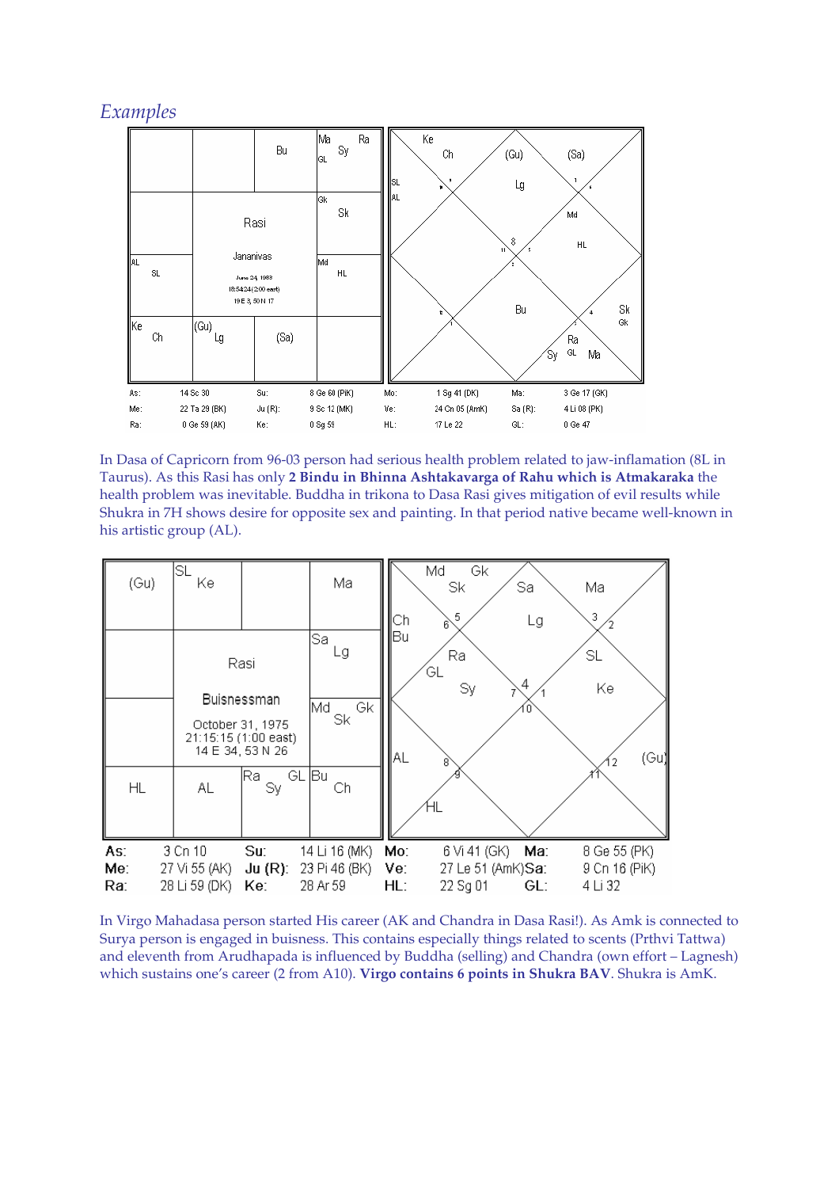## *Examples*

| As: | 14 Sc 30 | Su: | 8 Ge 60 (PiK) | Mo: | 1 Sg 41 (DK) | Ma: | 3 Ge 17 (GK) |
|---|---|---|---|---|---|---|---|
| Me: | 22 Ta 29 (BK) | Ju (R): | 9 Sc 12 (MK) | Ve: | 24 Cn 05 (AmK) | Sa (R): | 4 Li 08 (PK) |
| Ra: | 0 Ge 59 (AK) | Ke: | 0 Sg 59 | HL: | 17 Le 22 | GL: | 0 Ge 47 |

In Dasa of Capricorn from 96-03 person had serious health problem related to jaw-inflamation (8L in Taurus). As this Rasi has only **2 Bindu in Bhinna Ashtakavarga of Rahu which is Atmakaraka** the health problem was inevitable. Buddha in trikona to Dasa Rasi gives mitigation of evil results while Shukra in 7H shows desire for opposite sex and painting. In that period native became well-known in his artistic group (AL).

| As: | 3 Cn 10 | Su: | 14 Li 16 (MK) | Mo: | 6 Vi 41 (GK) | Ma: | 8 Ge 55 (PK) |
|---|---|---|---|---|---|---|---|
| Me: | 27 Vi 55 (AK) | Ju (R): | 23 Pi 46 (BK) | Ve: | 27 Le 51 (AmK) | Sa: | 9 Cn 16 (PiK) |
| Ra: | 28 Li 59 (DK) | Ke: | 28 Ar 59 | HL: | 22 Sg 01 | GL: | 4 Li 32 |

In Virgo Mahadasa person started His career (AK and Chandra in Dasa Rasi!). As Amk is connected to Surya person is engaged in buisness. This contains especially things related to scents (Prthvi Tattwa) and eleventh from Arudhapada is influenced by Buddha (selling) and Chandra (own effort – Lagnesh) which sustains one's career (2 from A10). **Virgo contains 6 points in Shukra BAV**. Shukra is AmK.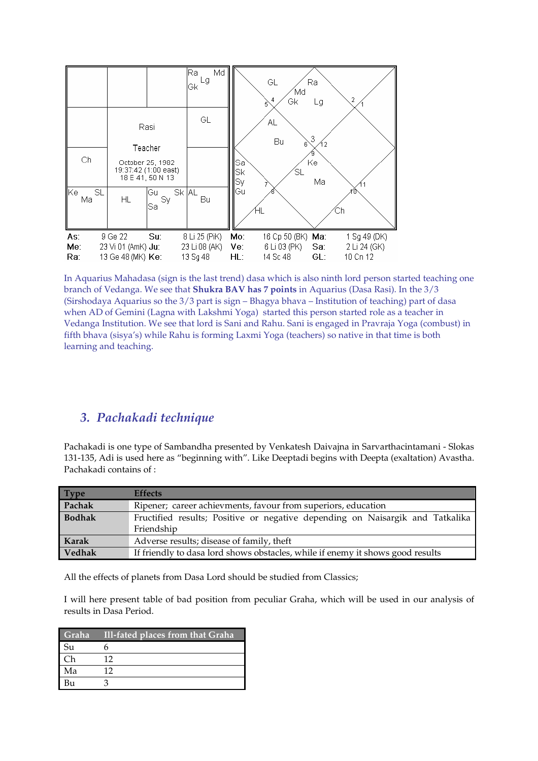| | | | Ra Md Lg Gk |
|---|---|---|---|
| | Rasi | | GL |
| Ch | Teacher October 25, 1982 19:37:42 (1:00 east) 18 E 41, 50 N 13 | | |
| Ke SL Ma | HL | Gu Sk Sy Sa | AL Bu |

| | | | | | |
|---|---|---|---|---|---|
| As: | 9 Ge 22 | Su: | 8 Li 25 (PiK) | Mo: | 16 Cp 50 (BK) |
| Ma: | 1 Sg 49 (DK) | Me: | 23 Vi 01 (AmK) | Ju: | 23 Li 08 (AK) |
| Ve: | 6 Li 03 (PK) | Sa: | 2 Li 24 (GK) | Ra: | 13 Ge 48 (MK) |
| Ke: | 13 Sg 48 | HL: | 14 Sc 48 | GL: | 10 Cn 12 |

In Aquarius Mahadasa (sign is the last trend) dasa which is also ninth lord person started teaching one branch of Vedanga. We see that **Shukra BAV has 7 points** in Aquarius (Dasa Rasi). In the 3/3 (Sirshodaya Aquarius so the 3/3 part is sign – Bhagya bhava – Institution of teaching) part of dasa when AD of Gemini (Lagna with Lakshmi Yoga) started this person started role as a teacher in Vedanga Institution. We see that lord is Sani and Rahu. Sani is engaged in Pravraja Yoga (combust) in fifth bhava (sisya's) while Rahu is forming Laxmi Yoga (teachers) so native in that time is both learning and teaching.

## *3. Pachakadi technique*

Pachakadi is one type of Sambandha presented by Venkatesh Daivajna in Sarvarthacintamani - Slokas 131-135, Adi is used here as "beginning with". Like Deeptadi begins with Deepta (exaltation) Avastha. Pachakadi contains of :

| Type | Effects |
|---|---|
| **Pachak** | Ripener; career achievments, favour from superiors, education |
| **Bodhak** | Fructified results; Positive or negative depending on Naisargik and Tatkalika Friendship |
| **Karak** | Adverse results; disease of family, theft |
| **Vedhak** | If friendly to dasa lord shows obstacles, while if enemy it shows good results |

All the effects of planets from Dasa Lord should be studied from Classics;

I will here present table of bad position from peculiar Graha, which will be used in our analysis of results in Dasa Period.

| Graha | Ill-fated places from that Graha |
|---|---|
| Su | 6 |
| Ch | 12 |
| Ma | 12 |
| Bu | 3 |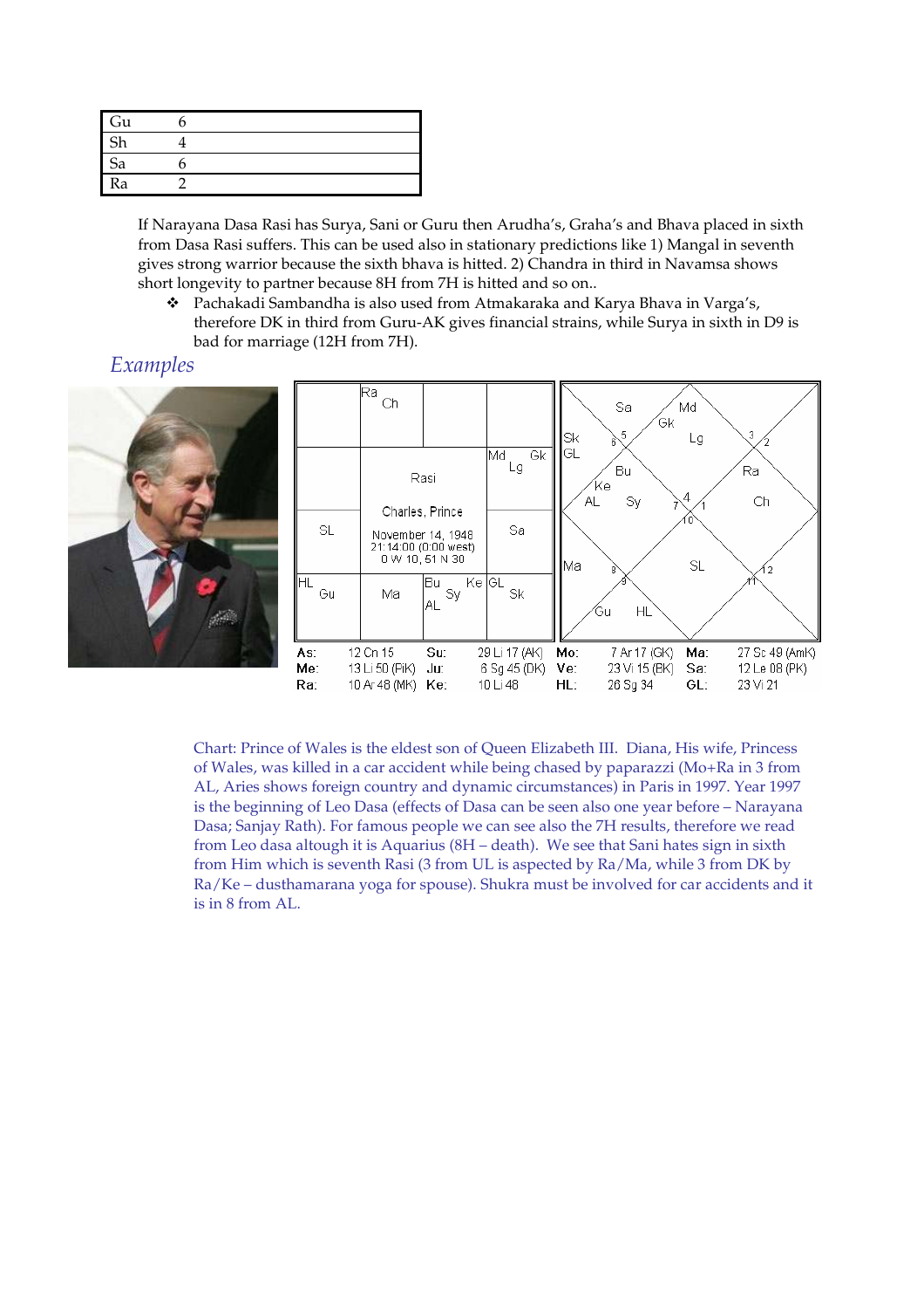| Gu | 6 |
|---|---|
| Sh | 4 |
| Sa | 6 |
| Ra | 2 |

If Narayana Dasa Rasi has Surya, Sani or Guru then Arudha's, Graha's and Bhava placed in sixth from Dasa Rasi suffers. This can be used also in stationary predictions like 1) Mangal in seventh gives strong warrior because the sixth bhava is hitted. 2) Chandra in third in Navamsa shows short longevity to partner because 8H from 7H is hitted and so on..

- Pachakadi Sambandha is also used from Atmakaraka and Karya Bhava in Varga's, therefore DK in third from Guru-AK gives financial strains, while Surya in sixth in D9 is bad for marriage (12H from 7H).

## *Examples*

| As: | 12 Cn 15 | Su: | 29 Li 17 (AK) | Mo: | 7 Ar 17 (GK) | Ma: | 27 Sc 49 (AmK) |
|---|---|---|---|---|---|---|---|
| Me: | 13 Li 50 (PiK) | Ju: | 6 Sg 45 (DK) | Ve: | 23 Vi 15 (BK) | Sa: | 12 Le 08 (PK) |
| Ra: | 10 Ar 48 (MK) | Ke: | 10 Li 48 | HL: | 26 Sg 34 | GL: | 23 Vi 21 |

Chart: Prince of Wales is the eldest son of Queen Elizabeth III. Diana, His wife, Princess of Wales, was killed in a car accident while being chased by paparazzi (Mo+Ra in 3 from AL, Aries shows foreign country and dynamic circumstances) in Paris in 1997. Year 1997 is the beginning of Leo Dasa (effects of Dasa can be seen also one year before – Narayana Dasa; Sanjay Rath). For famous people we can see also the 7H results, therefore we read from Leo dasa altough it is Aquarius (8H – death). We see that Sani hates sign in sixth from Him which is seventh Rasi (3 from UL is aspected by Ra/Ma, while 3 from DK by Ra/Ke – dusthamarana yoga for spouse). Shukra must be involved for car accidents and it is in 8 from AL.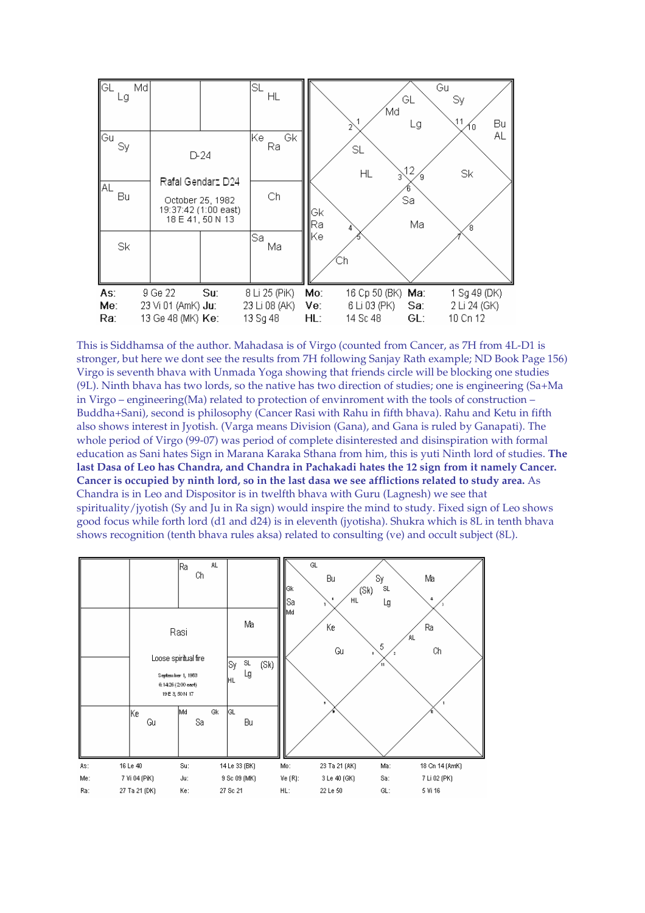| GL Md Lg | | | SL HL |
|---|---|---|---|
| Gu Sy | D-24 Rafal Gendarz D24 October 25, 1982 19:37:42 (1:00 east) 18 E 41, 50 N 13 | | Ke Gk Ra |
| AL Bu | | | Ch |
| Sk | | | Sa Ma |

| | | | | | | | |
|---|---|---|---|---|---|---|---|
| As: | 9 Ge 22 | Su: | 8 Li 25 (PiK) | Mo: | 16 Cp 50 (BK) | Ma: | 1 Sg 49 (DK) |
| Me: | 23 Vi 01 (AmK) | Ju: | 23 Li 08 (AK) | Ve: | 6 Li 03 (PK) | Sa: | 2 Li 24 (GK) |
| Ra: | 13 Ge 48 (MK) | Ke: | 13 Sg 48 | HL: | 14 Sc 48 | GL: | 10 Cn 12 |

This is Siddhamsa of the author. Mahadasa is of Virgo (counted from Cancer, as 7H from 4L-D1 is stronger, but here we dont see the results from 7H following Sanjay Rath example; ND Book Page 156) Virgo is seventh bhava with Unmada Yoga showing that friends circle will be blocking one studies (9L). Ninth bhava has two lords, so the native has two direction of studies; one is engineering (Sa+Ma in Virgo – engineering(Ma) related to protection of envinronment with the tools of construction – Buddha+Sani), second is philosophy (Cancer Rasi with Rahu in fifth bhava). Rahu and Ketu in fifth also shows interest in Jyotish. (Varga means Division (Gana), and Gana is ruled by Ganapati). The whole period of Virgo (99-07) was period of complete disinterested and disinspiration with formal education as Sani hates Sign in Marana Karaka Sthana from him, this is yuti Ninth lord of studies. **The last Dasa of Leo has Chandra, and Chandra in Pachakadi hates the 12 sign from it namely Cancer. Cancer is occupied by ninth lord, so in the last dasa we see afflictions related to study area.** As Chandra is in Leo and Dispositor is in twelfth bhava with Guru (Lagnesh) we see that spirituality/jyotish (Sy and Ju in Ra sign) would inspire the mind to study. Fixed sign of Leo shows good focus while forth lord (d1 and d24) is in eleventh (jyotisha). Shukra which is 8L in tenth bhava shows recognition (tenth bhava rules aksa) related to consulting (ve) and occult subject (8L).

| | | Ra Ch AL | |
|---|---|---|---|
| | Rasi Loose spiritual fire September 1, 1983 6:14:26 (2:00 east) 19 E 3, 50 N 17 | | Ma |
| | | | Sy SL (Sk) HL Lg |
| | Ke Gu | Md Gk Sa | GL Bu |

| | | | | | | | |
|---|---|---|---|---|---|---|---|
| As: | 16 Le 40 | Su: | 14 Le 33 (BK) | Mo: | 23 Ta 21 (AK) | Ma: | 18 Cn 14 (AmK) |
| Me: | 7 Vi 04 (PiK) | Ju: | 9 Sc 09 (MK) | Ve (R): | 3 Le 40 (GK) | Sa: | 7 Li 02 (PK) |
| Ra: | 27 Ta 21 (DK) | Ke: | 27 Sc 21 | HL: | 22 Le 50 | GL: | 5 Vi 16 |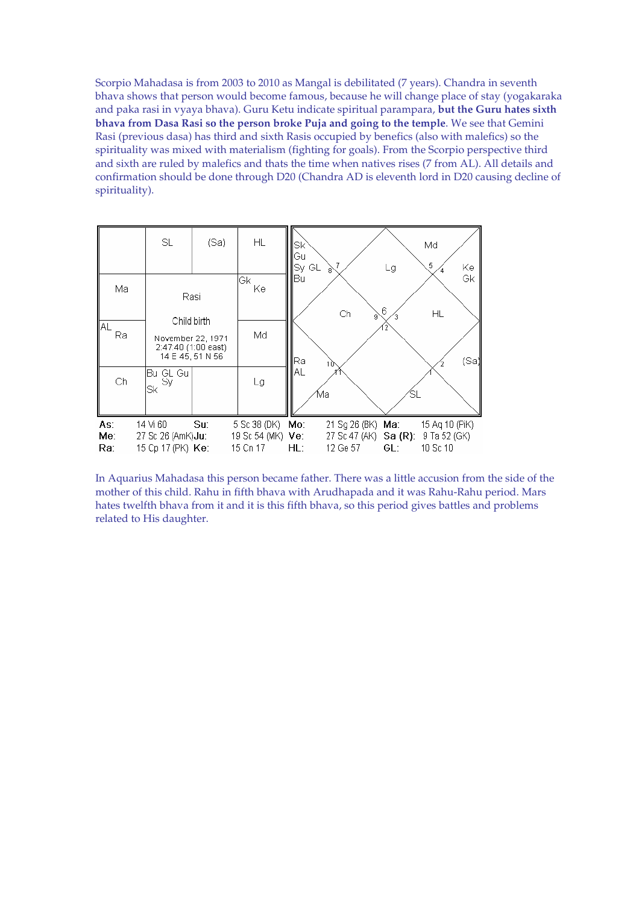Scorpio Mahadasa is from 2003 to 2010 as Mangal is debilitated (7 years). Chandra in seventh bhava shows that person would become famous, because he will change place of stay (yogakaraka and paka rasi in vyaya bhava). Guru Ketu indicate spiritual parampara, **but the Guru hates sixth bhava from Dasa Rasi so the person broke Puja and going to the temple**. We see that Gemini Rasi (previous dasa) has third and sixth Rasis occupied by benefics (also with malefics) so the spirituality was mixed with materialism (fighting for goals). From the Scorpio perspective third and sixth are ruled by malefics and thats the time when natives rises (7 from AL). All details and confirmation should be done through D20 (Chandra AD is eleventh lord in D20 causing decline of spirituality).

| | | | |
|---|---|---|---|
| | SL | (Sa) | HL |
| Ma | Rasi<br>Child birth<br>November 22, 1971<br>2:47:40 (1:00 east)<br>14 E 45, 51 N 56 | | Gk Ke |
| AL Ra | | | Md |
| Ch | Bu GL Gu Sy Sk | | Lg |

| | | | | | | | |
|---|---|---|---|---|---|---|---|
| As: | 14 Vi 60 | Su: | 5 Sc 38 (DK) | Mo: | 21 Sg 26 (BK) | Ma: | 15 Aq 10 (PiK) |
| Me: | 27 Sc 26 (AmK) | Ju: | 19 Sc 54 (MK) | Ve: | 27 Sc 47 (AK) | Sa (R): | 9 Ta 52 (GK) |
| Ra: | 15 Cp 17 (PK) | Ke: | 15 Cn 17 | HL: | 12 Ge 57 | GL: | 10 Sc 10 |

In Aquarius Mahadasa this person became father. There was a little accusion from the side of the mother of this child. Rahu in fifth bhava with Arudhapada and it was Rahu-Rahu period. Mars hates twelfth bhava from it and it is this fifth bhava, so this period gives battles and problems related to His daughter.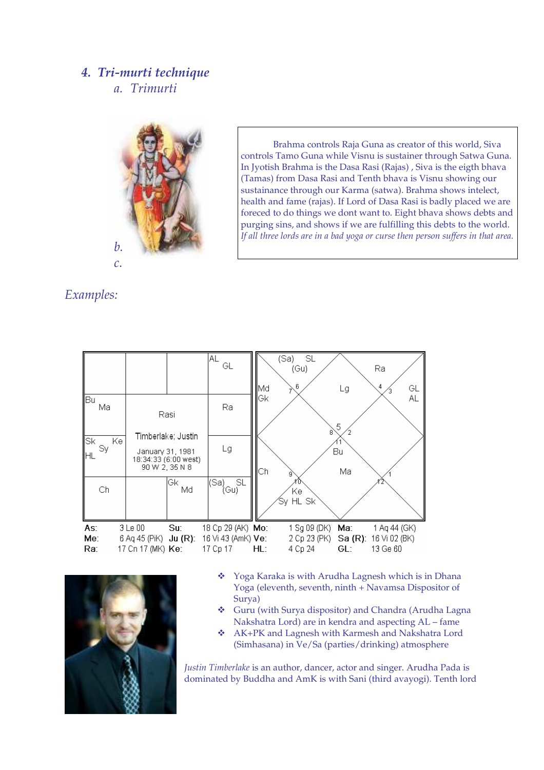## 4. *Tri-murti technique*

### a. *Trimurti*

Brahma controls Raja Guna as creator of this world, Siva controls Tamo Guna while Visnu is sustainer through Satwa Guna. In Jyotish Brahma is the Dasa Rasi (Rajas) , Siva is the eigth bhava (Tamas) from Dasa Rasi and Tenth bhava is Visnu showing our sustainance through our Karma (satwa). Brahma shows intelect, health and fame (rajas). If Lord of Dasa Rasi is badly placed we are foreced to do things we dont want to. Eight bhava shows debts and purging sins, and shows if we are fulfilling this debts to the world. *If all three lords are in a bad yoga or curse then person suffers in that area.*

b.

c.

*Examples:*

Rasi — Timberlake; Justin, January 31, 1981, 18:34:33 (6:00 west), 90 W 2, 35 N 8

| As: | 3 Le 00 | Su: | 18 Cp 29 (AK) | Mo: | 1 Sg 09 (DK) | Ma: | 1 Aq 44 (GK) |
|---|---|---|---|---|---|---|---|
| Me: | 6 Aq 45 (PiK) | Ju (R): | 16 Vi 43 (AmK) | Ve: | 2 Cp 23 (PK) | Sa (R): | 16 Vi 02 (BK) |
| Ra: | 17 Cn 17 (MK) | Ke: | 17 Cp 17 | HL: | 4 Cp 24 | GL: | 13 Ge 60 |

- Yoga Karaka is with Arudha Lagnesh which is in Dhana Yoga (eleventh, seventh, ninth + Navamsa Dispositor of Surya)
- Guru (with Surya dispositor) and Chandra (Arudha Lagna Nakshatra Lord) are in kendra and aspecting AL – fame
- AK+PK and Lagnesh with Karmesh and Nakshatra Lord (Simhasana) in Ve/Sa (parties/drinking) atmosphere

*Justin Timberlake* is an author, dancer, actor and singer. Arudha Pada is dominated by Buddha and AmK is with Sani (third avayogi). Tenth lord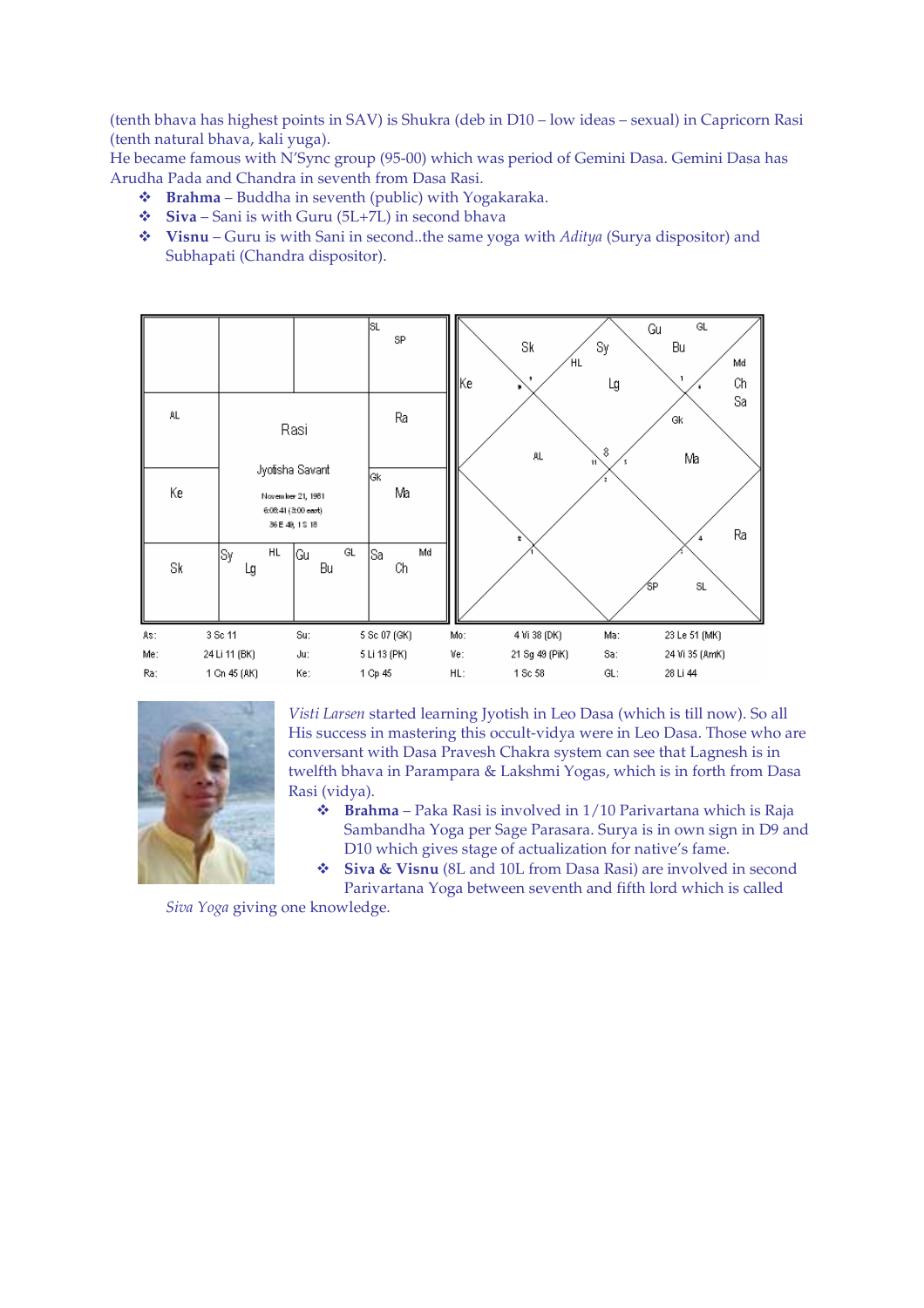(tenth bhava has highest points in SAV) is Shukra (deb in D10 – low ideas – sexual) in Capricorn Rasi (tenth natural bhava, kali yuga).
He became famous with N'Sync group (95-00) which was period of Gemini Dasa. Gemini Dasa has Arudha Pada and Chandra in seventh from Dasa Rasi.

- **Brahma** – Buddha in seventh (public) with Yogakaraka.
- **Siva** – Sani is with Guru (5L+7L) in second bhava
- **Visnu** – Guru is with Sani in second..the same yoga with *Aditya* (Surya dispositor) and Subhapati (Chandra dispositor).

| | | | SL SP |
|---|---|---|---|
| AL | Rasi | | Ra |
| Ke | Jyotisha Savant<br>November 21, 1981<br>6:08:41 (3:00 east)<br>36 E 48, 1 S 18 | | Gk Ma |
| Sk | Sy HL Lg | Gu GL Bu | Sa Md Ch |

| | | | | | | | |
|---|---|---|---|---|---|---|---|
| As: | 3 Sc 11 | Su: | 5 Sc 07 (GK) | Mo: | 4 Vi 38 (DK) | Ma: | 23 Le 51 (MK) |
| Me: | 24 Li 11 (BK) | Ju: | 5 Li 13 (PK) | Ve: | 21 Sg 49 (PiK) | Sa: | 24 Vi 35 (AmK) |
| Ra: | 1 Cn 45 (AK) | Ke: | 1 Cp 45 | HL: | 1 Sc 58 | GL: | 28 Li 44 |

*Visti Larsen* started learning Jyotish in Leo Dasa (which is till now). So all His success in mastering this occult-vidya were in Leo Dasa. Those who are conversant with Dasa Pravesh Chakra system can see that Lagnesh is in twelfth bhava in Parampara & Lakshmi Yogas, which is in forth from Dasa Rasi (vidya).

- **Brahma** – Paka Rasi is involved in 1/10 Parivartana which is Raja Sambandha Yoga per Sage Parasara. Surya is in own sign in D9 and D10 which gives stage of actualization for native's fame.
- **Siva & Visnu** (8L and 10L from Dasa Rasi) are involved in second Parivartana Yoga between seventh and fifth lord which is called *Siva Yoga* giving one knowledge.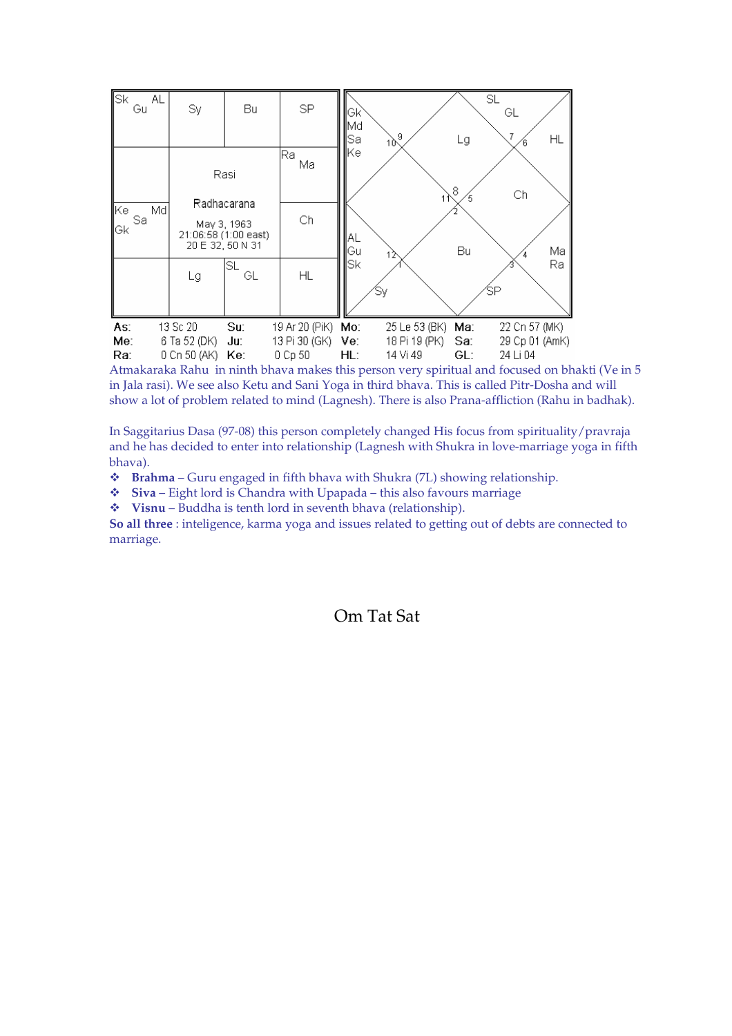| Sk Gu AL | Sy | Bu | SP |
|---|---|---|---|
| | Rasi | | Ra Ma |
| Ke Sa Md Gk | Radhacarana May 3, 1963 21:06:58 (1:00 east) 20 E 32, 50 N 31 | | Ch |
| | Lg | SL GL | HL |

| | | | | | | | |
|---|---|---|---|---|---|---|---|
| As: | 13 Sc 20 | Su: | 19 Ar 20 (PiK) | Mo: | 25 Le 53 (BK) | Ma: | 22 Cn 57 (MK) |
| Me: | 6 Ta 52 (DK) | Ju: | 13 Pi 30 (GK) | Ve: | 18 Pi 19 (PK) | Sa: | 29 Cp 01 (AmK) |
| Ra: | 0 Cn 50 (AK) | Ke: | 0 Cp 50 | HL: | 14 Vi 49 | GL: | 24 Li 04 |

Atmakaraka Rahu in ninth bhava makes this person very spiritual and focused on bhakti (Ve in 5 in Jala rasi). We see also Ketu and Sani Yoga in third bhava. This is called Pitr-Dosha and will show a lot of problem related to mind (Lagnesh). There is also Prana-affliction (Rahu in badhak).

In Saggitarius Dasa (97-08) this person completely changed His focus from spirituality/pravraja and he has decided to enter into relationship (Lagnesh with Shukra in love-marriage yoga in fifth bhava).

- **Brahma** – Guru engaged in fifth bhava with Shukra (7L) showing relationship.
- **Siva** – Eight lord is Chandra with Upapada – this also favours marriage
- **Visnu** – Buddha is tenth lord in seventh bhava (relationship).

**So all three** : inteligence, karma yoga and issues related to getting out of debts are connected to marriage.

Om Tat Sat